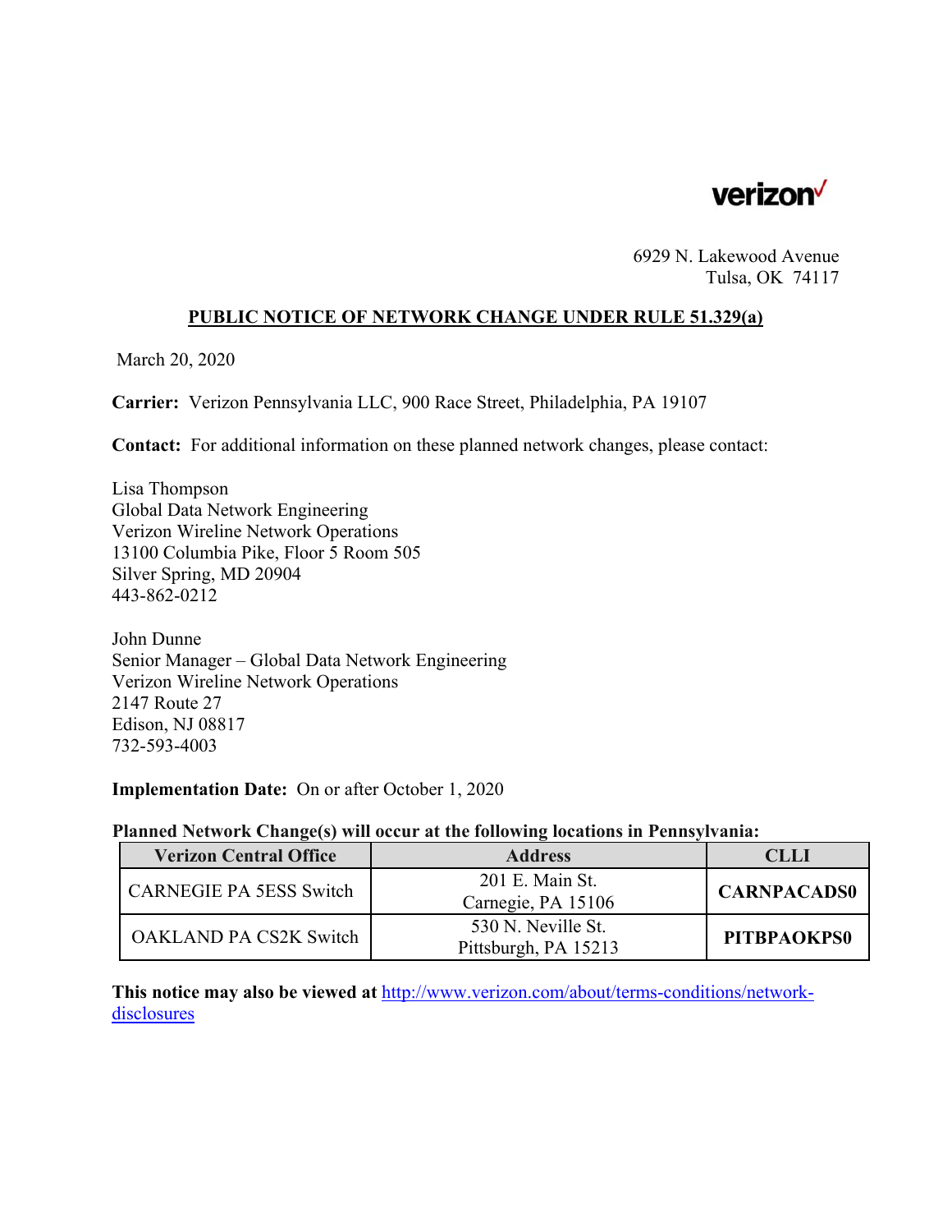verizon

6929 N. Lakewood Avenue
Tulsa, OK 74117

## PUBLIC NOTICE OF NETWORK CHANGE UNDER RULE 51.329(a)

March 20, 2020

**Carrier:** Verizon Pennsylvania LLC, 900 Race Street, Philadelphia, PA 19107

**Contact:** For additional information on these planned network changes, please contact:

Lisa Thompson
Global Data Network Engineering
Verizon Wireline Network Operations
13100 Columbia Pike, Floor 5 Room 505
Silver Spring, MD 20904
443-862-0212

John Dunne
Senior Manager – Global Data Network Engineering
Verizon Wireline Network Operations
2147 Route 27
Edison, NJ 08817
732-593-4003

**Implementation Date:** On or after October 1, 2020

**Planned Network Change(s) will occur at the following locations in Pennsylvania:**

| Verizon Central Office | Address | CLLI |
|---|---|---|
| CARNEGIE PA 5ESS Switch | 201 E. Main St. Carnegie, PA 15106 | **CARNPACADS0** |
| OAKLAND PA CS2K Switch | 530 N. Neville St. Pittsburgh, PA 15213 | **PITBPAOKPS0** |

**This notice may also be viewed at** http://www.verizon.com/about/terms-conditions/network-disclosures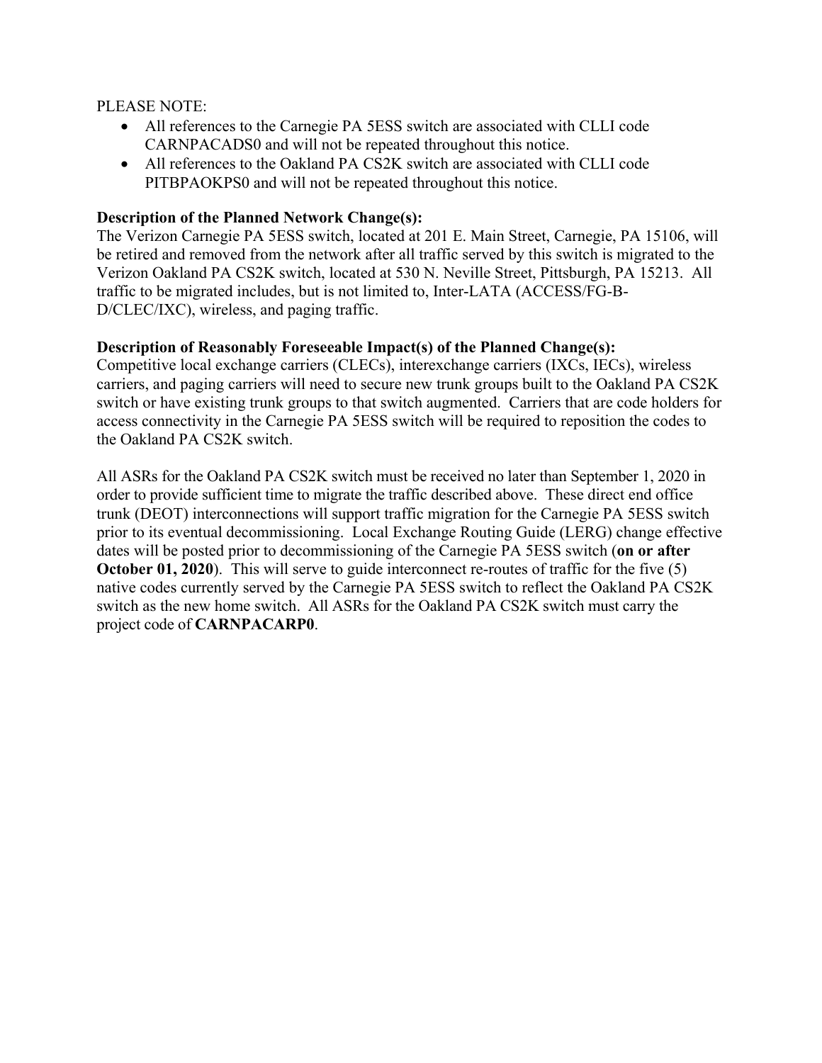PLEASE NOTE:

- All references to the Carnegie PA 5ESS switch are associated with CLLI code CARNPACADS0 and will not be repeated throughout this notice.
- All references to the Oakland PA CS2K switch are associated with CLLI code PITBPAOKPS0 and will not be repeated throughout this notice.

**Description of the Planned Network Change(s):**

The Verizon Carnegie PA 5ESS switch, located at 201 E. Main Street, Carnegie, PA 15106, will be retired and removed from the network after all traffic served by this switch is migrated to the Verizon Oakland PA CS2K switch, located at 530 N. Neville Street, Pittsburgh, PA 15213. All traffic to be migrated includes, but is not limited to, Inter-LATA (ACCESS/FG-B-D/CLEC/IXC), wireless, and paging traffic.

**Description of Reasonably Foreseeable Impact(s) of the Planned Change(s):**

Competitive local exchange carriers (CLECs), interexchange carriers (IXCs, IECs), wireless carriers, and paging carriers will need to secure new trunk groups built to the Oakland PA CS2K switch or have existing trunk groups to that switch augmented. Carriers that are code holders for access connectivity in the Carnegie PA 5ESS switch will be required to reposition the codes to the Oakland PA CS2K switch.

All ASRs for the Oakland PA CS2K switch must be received no later than September 1, 2020 in order to provide sufficient time to migrate the traffic described above. These direct end office trunk (DEOT) interconnections will support traffic migration for the Carnegie PA 5ESS switch prior to its eventual decommissioning. Local Exchange Routing Guide (LERG) change effective dates will be posted prior to decommissioning of the Carnegie PA 5ESS switch (**on or after October 01, 2020**). This will serve to guide interconnect re-routes of traffic for the five (5) native codes currently served by the Carnegie PA 5ESS switch to reflect the Oakland PA CS2K switch as the new home switch. All ASRs for the Oakland PA CS2K switch must carry the project code of **CARNPACARP0**.